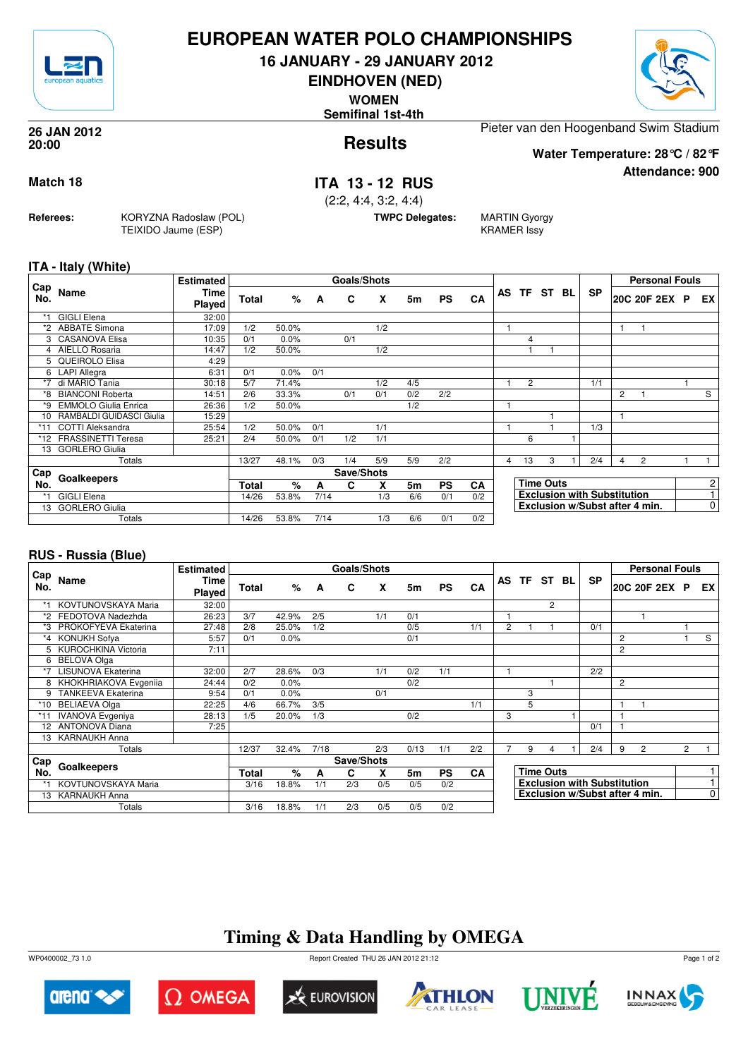# EUROPEAN WATER POLO CHAMPIONSHIPS

**16 JANUARY - 29 JANUARY 2012**

**EINDHOVEN (NED)**

**WOMEN**

**Semifinal 1st-4th**

**26 JAN 2012 20:00**

## Results

Pieter van den Hoogenband Swim Stadium

**Water Temperature: 28 °C / 82 °F**

**Attendance: 900**

**Match 18**

## ITA 13 - 12 RUS

(2:2, 4:4, 3:2, 4:4)

**Referees:** KORYZNA Radoslaw (POL), TEIXIDO Jaume (ESP)

**TWPC Delegates:** MARTIN Gyorgy, KRAMER Issy

### ITA - Italy (White)

| Cap No. | Name | Estimated Time Played | Total | % | A | C | X | 5m | PS | CA | AS | TF | ST | BL | SP | 20C | 20F | 2EX | P | EX |
|---|---|---|---|---|---|---|---|---|---|---|---|---|---|---|---|---|---|---|---|---|
| *1 | GIGLI Elena | 32:00 | | | | | | | | | | | | | | | | | | |
| *2 | ABBATE Simona | 17:09 | 1/2 | 50.0% | | | 1/2 | | | | 1 | | | | | 1 | 1 | | | |
| 3 | CASANOVA Elisa | 10:35 | 0/1 | 0.0% | | 0/1 | | | | | | 4 | | | | | | | | |
| 4 | AIELLO Rosaria | 14:47 | 1/2 | 50.0% | | | 1/2 | | | | | 1 | 1 | | | | | | | |
| 5 | QUEIROLO Elisa | 4:29 | | | | | | | | | | | | | | | | | | |
| 6 | LAPI Allegra | 6:31 | 0/1 | 0.0% | 0/1 | | | | | | | | | | | | | | | |
| *7 | di MARIO Tania | 30:18 | 5/7 | 71.4% | | | 1/2 | 4/5 | | | 1 | 2 | | | 1/1 | | | | 1 | |
| *8 | BIANCONI Roberta | 14:51 | 2/6 | 33.3% | | 0/1 | 0/1 | 0/2 | 2/2 | | | | | | | 2 | 1 | | | S |
| *9 | EMMOLO Giulia Enrica | 26:36 | 1/2 | 50.0% | | | | 1/2 | | | 1 | | | | | | | | | |
| 10 | RAMBALDI GUIDASCI Giulia | 15:29 | | | | | | | | | | | 1 | | | 1 | | | | |
| *11 | COTTI Aleksandra | 25:54 | 1/2 | 50.0% | 0/1 | | 1/1 | | | | 1 | | 1 | | 1/3 | | | | | |
| *12 | FRASSINETTI Teresa | 25:21 | 2/4 | 50.0% | 0/1 | 1/2 | 1/1 | | | | | 6 | | 1 | | | | | | |
| 13 | GORLERO Giulia | | | | | | | | | | | | | | | | | | | |
| | Totals | | 13/27 | 48.1% | 0/3 | 1/4 | 5/9 | 5/9 | 2/2 | | 4 | 13 | 3 | 1 | 2/4 | 4 | 2 | | 1 | 1 |

| Cap No. | Goalkeepers | Total | % | A | C | X | 5m | PS | CA |
|---|---|---|---|---|---|---|---|---|---|
| *1 | GIGLI Elena | 14/26 | 53.8% | 7/14 | | 1/3 | 6/6 | 0/1 | 0/2 |
| 13 | GORLERO Giulia | | | | | | | | |
| | Totals | 14/26 | 53.8% | 7/14 | | 1/3 | 6/6 | 0/1 | 0/2 |

| | |
|---|---|
| Time Outs | 2 |
| Exclusion with Substitution | 1 |
| Exclusion w/Subst after 4 min. | 0 |

### RUS - Russia (Blue)

| Cap No. | Name | Estimated Time Played | Total | % | A | C | X | 5m | PS | CA | AS | TF | ST | BL | SP | 20C | 20F | 2EX | P | EX |
|---|---|---|---|---|---|---|---|---|---|---|---|---|---|---|---|---|---|---|---|---|
| *1 | KOVTUNOVSKAYA Maria | 32:00 | | | | | | | | | | | 2 | | | | | | | |
| *2 | FEDOTOVA Nadezhda | 26:23 | 3/7 | 42.9% | 2/5 | | 1/1 | 0/1 | | | 1 | | | | | | 1 | | | |
| *3 | PROKOFYEVA Ekaterina | 27:48 | 2/8 | 25.0% | 1/2 | | | 0/5 | | 1/1 | 2 | 1 | 1 | | 0/1 | | | | 1 | |
| *4 | KONUKH Sofya | 5:57 | 0/1 | 0.0% | | | | 0/1 | | | | | | | | 2 | | | 1 | S |
| 5 | KUROCHKINA Victoria | 7:11 | | | | | | | | | | | | | | 2 | | | | |
| 6 | BELOVA Olga | | | | | | | | | | | | | | | | | | | |
| *7 | LISUNOVA Ekaterina | 32:00 | 2/7 | 28.6% | 0/3 | | 1/1 | 0/2 | 1/1 | | 1 | | | | 2/2 | | | | | |
| 8 | KHOKHRIAKOVA Evgeniia | 24:44 | 0/2 | 0.0% | | | | 0/2 | | | | | 1 | | | 2 | | | | |
| 9 | TANKEEVA Ekaterina | 9:54 | 0/1 | 0.0% | | | 0/1 | | | | | 3 | | | | | | | | |
| *10 | BELIAEVA Olga | 22:25 | 4/6 | 66.7% | 3/5 | | | | | 1/1 | | 5 | | | | 1 | 1 | | | |
| *11 | IVANOVA Evgeniya | 28:13 | 1/5 | 20.0% | 1/3 | | | 0/2 | | | 3 | | | 1 | | 1 | | | | |
| 12 | ANTONOVA Diana | 7:25 | | | | | | | | | | | | | 0/1 | 1 | | | | |
| 13 | KARNAUKH Anna | | | | | | | | | | | | | | | | | | | |
| | Totals | | 12/37 | 32.4% | 7/18 | | 2/3 | 0/13 | 1/1 | 2/2 | 7 | 9 | 4 | 1 | 2/4 | 9 | 2 | | 2 | 1 |

| Cap No. | Goalkeepers | Total | % | A | C | X | 5m | PS | CA |
|---|---|---|---|---|---|---|---|---|---|
| *1 | KOVTUNOVSKAYA Maria | 3/16 | 18.8% | 1/1 | 2/3 | 0/5 | 0/5 | 0/2 | |
| 13 | KARNAUKH Anna | | | | | | | | |
| | Totals | 3/16 | 18.8% | 1/1 | 2/3 | 0/5 | 0/5 | 0/2 | |

| | |
|---|---|
| Time Outs | 1 |
| Exclusion with Substitution | 1 |
| Exclusion w/Subst after 4 min. | 0 |

## Timing & Data Handling by OMEGA

WP0400002_73 1.0 — Report Created THU 26 JAN 2012 21:12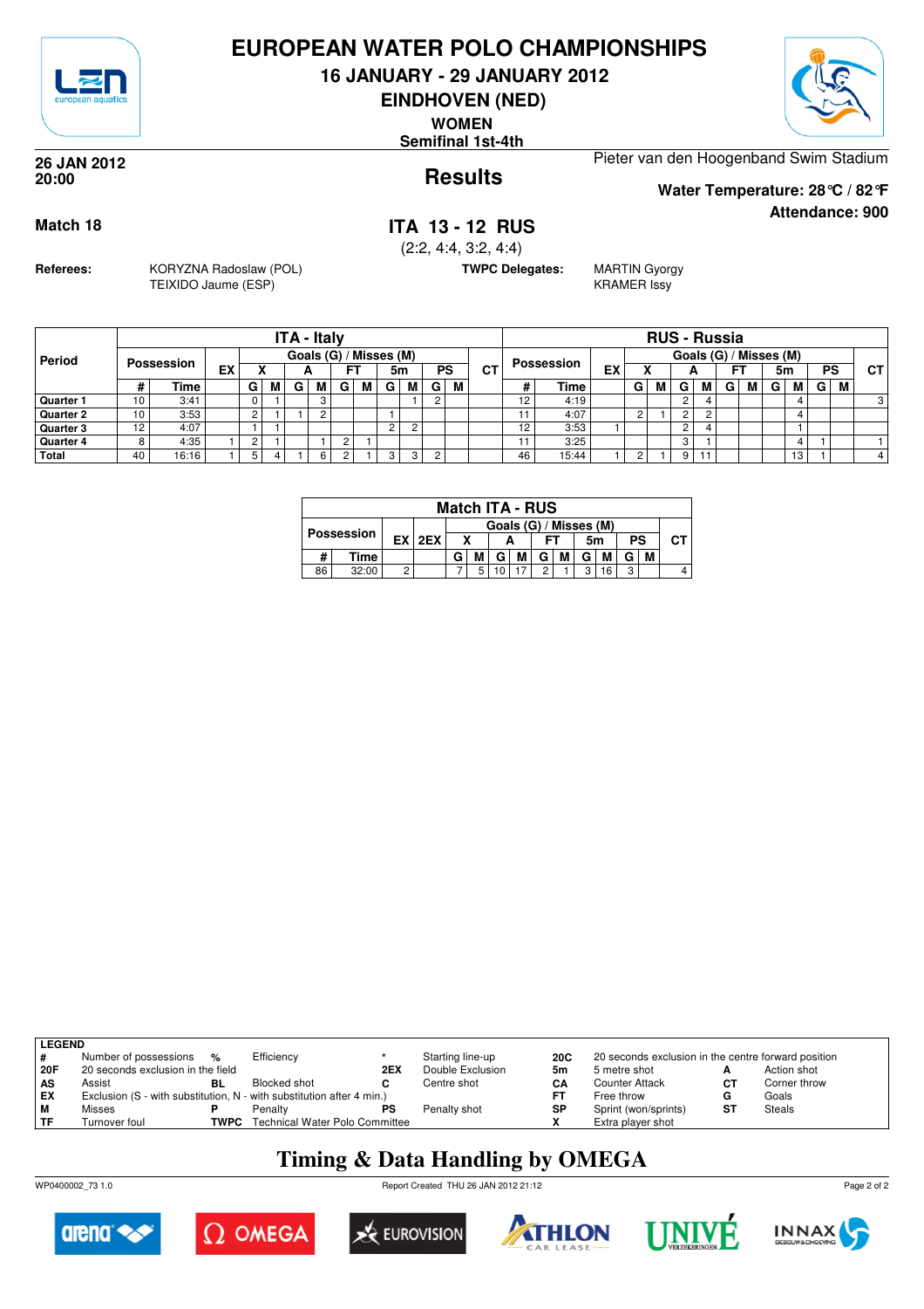# EUROPEAN WATER POLO CHAMPIONSHIPS

**16 JANUARY - 29 JANUARY 2012**

**EINDHOVEN (NED)**

**WOMEN**

**Semifinal 1st-4th**

**26 JAN 2012**
**20:00**

## Results

Pieter van den Hoogenband Swim Stadium

**Water Temperature: 28°C / 82°F**

**Attendance: 900**

**Match 18**

**ITA 13 - 12 RUS**

(2:2, 4:4, 3:2, 4:4)

**Referees:** KORYZNA Radoslaw (POL), TEIXIDO Jaume (ESP)

**TWPC Delegates:** MARTIN Gyorgy, KRAMER Issy

| Period | ITA - Italy | | | | | | | | | | | | | | RUS - Russia | | | | | | | | | | | | | |
|---|---|---|---|---|---|---|---|---|---|---|---|---|---|---|---|---|---|---|---|---|---|---|---|---|---|---|---|---|
| | Possession | | EX | Goals (G) / Misses (M) | | | | | | | | | | CT | Possession | | EX | Goals (G) / Misses (M) | | | | | | | | | | CT |
| | | | | X | | A | | FT | | 5m | | PS | | | | | | X | | A | | FT | | 5m | | PS | | |
| | # | Time | | G | M | G | M | G | M | G | M | G | M | | # | Time | | G | M | G | M | G | M | G | M | G | M | |
| Quarter 1 | 10 | 3:41 | | 0 | 1 | | 3 | | | | 1 | 2 | | | 12 | 4:19 | | | | 2 | 4 | | | | 4 | | | 3 |
| Quarter 2 | 10 | 3:53 | | 2 | 1 | 1 | 2 | | | 1 | | | | | 11 | 4:07 | | 2 | 1 | 2 | 2 | | | | 4 | | | |
| Quarter 3 | 12 | 4:07 | | 1 | 1 | | | | | 2 | 2 | | | | 12 | 3:53 | 1 | | | 2 | 4 | | | | 1 | | | |
| Quarter 4 | 8 | 4:35 | 1 | 2 | 1 | | 1 | 2 | 1 | | | | | | 11 | 3:25 | | | | 3 | 1 | | | | 4 | 1 | | 1 |
| Total | 40 | 16:16 | 1 | 5 | 4 | 1 | 6 | 2 | 1 | 3 | 3 | 2 | | | 46 | 15:44 | 1 | 2 | 1 | 9 | 11 | | | | 13 | 1 | | 4 |

| Match ITA - RUS | | | | | | | | | | | | | |
|---|---|---|---|---|---|---|---|---|---|---|---|---|---|
| Possession | | EX | 2EX | Goals (G) / Misses (M) | | | | | | | | | | CT |
| | | | | X | | A | | FT | | 5m | | PS | | |
| # | Time | | | G | M | G | M | G | M | G | M | G | M | |
| 86 | 32:00 | 2 | | 7 | 5 | 10 | 17 | 2 | 1 | 3 | 16 | 3 | | 4 |

| LEGEND | | | | | | | |
|---|---|---|---|---|---|---|---|
| # | Number of possessions | % | Efficiency | * | Starting line-up | 20C | 20 seconds exclusion in the centre forward position |
| 20F | 20 seconds exclusion in the field | | | 2EX | Double Exclusion | 5m | 5 metre shot |
| AS | Assist | BL | Blocked shot | C | Centre shot | CA | Counter Attack |
| EX | Exclusion (S - with substitution, N - with substitution after 4 min.) | | | | | FT | Free throw |
| M | Misses | P | Penalty | PS | Penalty shot | SP | Sprint (won/sprints) |
| TF | Turnover foul | TWPC | Technical Water Polo Committee | | | X | Extra player shot |

| | |
|---|---|
| A | Action shot |
| CT | Corner throw |
| G | Goals |
| ST | Steals |

## Timing & Data Handling by OMEGA

WP0400002_73 1.0 — Report Created THU 26 JAN 2012 21:12